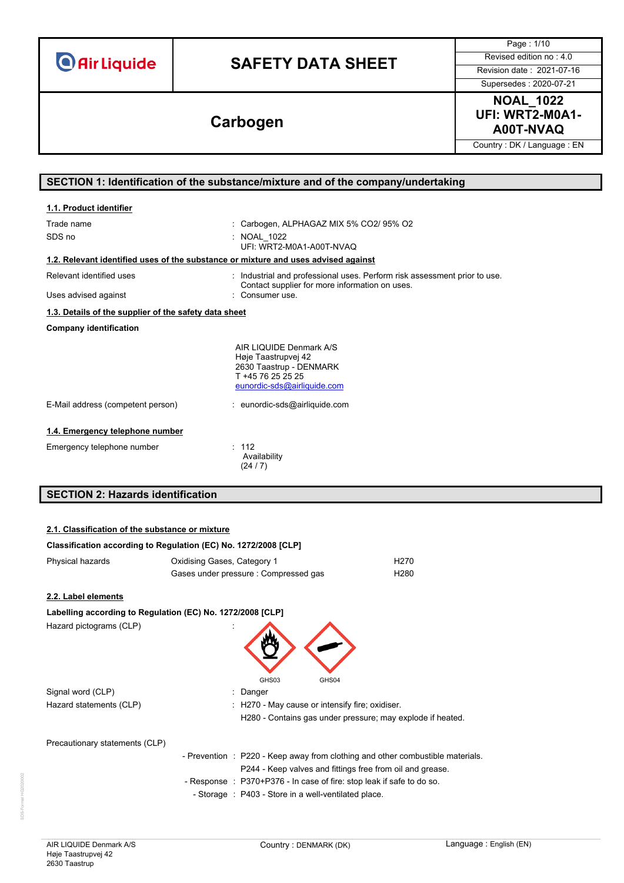# SAFETY DATA SHEET

Revised edition no : 4.0
Revision date : 2021-07-16
Supersedes : 2020-07-21

## Carbogen

**NOAL_1022**
**UFI: WRT2-M0A1-A00T-NVAQ**

Country : DK / Language : EN

## SECTION 1: Identification of the substance/mixture and of the company/undertaking

### 1.1. Product identifier

Trade name : Carbogen, ALPHAGAZ MIX 5% CO2/ 95% O2

SDS no : NOAL_1022
UFI: WRT2-M0A1-A00T-NVAQ

### 1.2. Relevant identified uses of the substance or mixture and uses advised against

Relevant identified uses : Industrial and professional uses. Perform risk assessment prior to use. Contact supplier for more information on uses.

Uses advised against : Consumer use.

### 1.3. Details of the supplier of the safety data sheet

**Company identification**

AIR LIQUIDE Denmark A/S
Høje Taastrupvej 42
2630 Taastrup - DENMARK
T +45 76 25 25 25
eunordic-sds@airliquide.com

E-Mail address (competent person) : eunordic-sds@airliquide.com

### 1.4. Emergency telephone number

Emergency telephone number : 112
Availability
(24 / 7)

## SECTION 2: Hazards identification

### 2.1. Classification of the substance or mixture

**Classification according to Regulation (EC) No. 1272/2008 [CLP]**

| | | |
|---|---|---|
| Physical hazards | Oxidising Gases, Category 1 | H270 |
| | Gases under pressure : Compressed gas | H280 |

### 2.2. Label elements

**Labelling according to Regulation (EC) No. 1272/2008 [CLP]**

Hazard pictograms (CLP) :

GHS03 GHS04

Signal word (CLP) : Danger

Hazard statements (CLP) : H270 - May cause or intensify fire; oxidiser.
H280 - Contains gas under pressure; may explode if heated.

Precautionary statements (CLP)

- Prevention : P220 - Keep away from clothing and other combustible materials.
  P244 - Keep valves and fittings free from oil and grease.
- Response : P370+P376 - In case of fire: stop leak if safe to do so.
- Storage : P403 - Store in a well-ventilated place.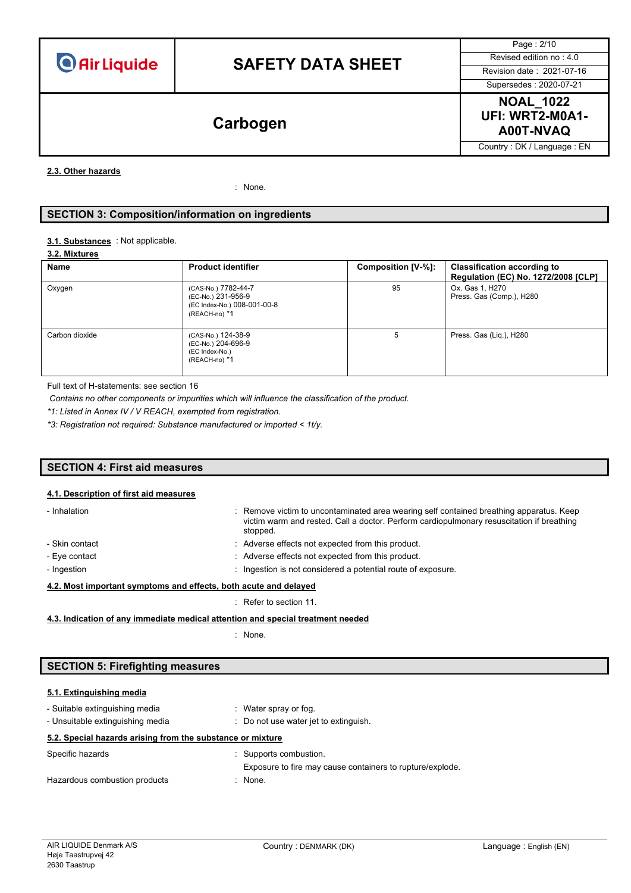#### 2.3. Other hazards

: None.

## SECTION 3: Composition/information on ingredients

**3.1. Substances** : Not applicable.

**3.2. Mixtures**

| Name | Product identifier | Composition [V-%]: | Classification according to Regulation (EC) No. 1272/2008 [CLP] |
|---|---|---|---|
| Oxygen | (CAS-No.) 7782-44-7<br>(EC-No.) 231-956-9<br>(EC Index-No.) 008-001-00-8<br>(REACH-no) *1 | 95 | Ox. Gas 1, H270<br>Press. Gas (Comp.), H280 |
| Carbon dioxide | (CAS-No.) 124-38-9<br>(EC-No.) 204-696-9<br>(EC Index-No.)<br>(REACH-no) *1 | 5 | Press. Gas (Liq.), H280 |

Full text of H-statements: see section 16

*Contains no other components or impurities which will influence the classification of the product.*

*\*1: Listed in Annex IV / V REACH, exempted from registration.*

*\*3: Registration not required: Substance manufactured or imported < 1t/y.*

## SECTION 4: First aid measures

#### 4.1. Description of first aid measures

- Inhalation : Remove victim to uncontaminated area wearing self contained breathing apparatus. Keep victim warm and rested. Call a doctor. Perform cardiopulmonary resuscitation if breathing stopped.
- Skin contact : Adverse effects not expected from this product.
- Eye contact : Adverse effects not expected from this product.
- Ingestion : Ingestion is not considered a potential route of exposure.

#### 4.2. Most important symptoms and effects, both acute and delayed

: Refer to section 11.

#### 4.3. Indication of any immediate medical attention and special treatment needed

: None.

## SECTION 5: Firefighting measures

#### 5.1. Extinguishing media

- Suitable extinguishing media : Water spray or fog.
- Unsuitable extinguishing media : Do not use water jet to extinguish.

#### 5.2. Special hazards arising from the substance or mixture

Specific hazards : Supports combustion.

Exposure to fire may cause containers to rupture/explode.

Hazardous combustion products : None.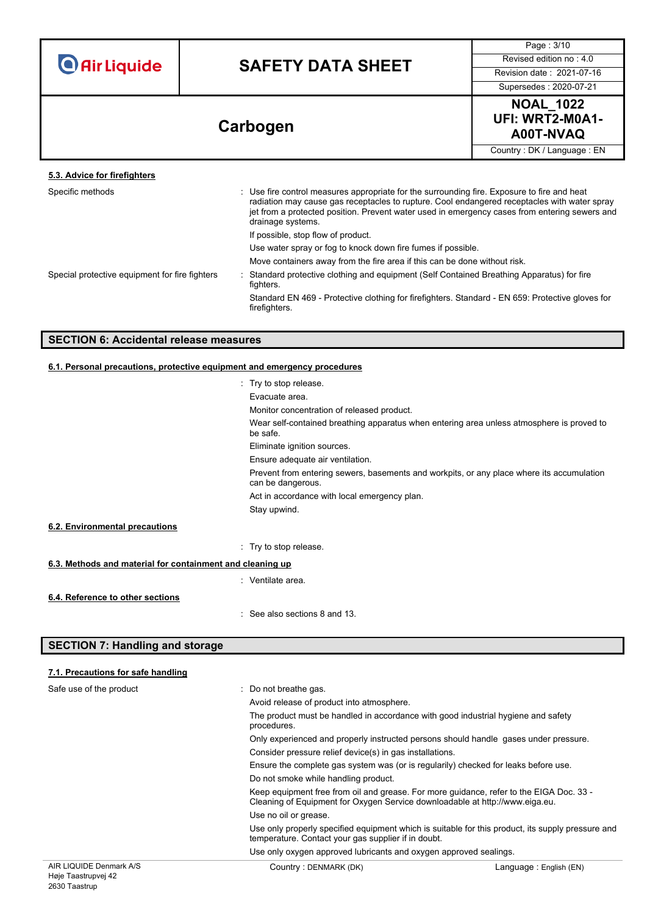### 5.3. Advice for firefighters

| | |
|---|---|
| Specific methods | : Use fire control measures appropriate for the surrounding fire. Exposure to fire and heat radiation may cause gas receptacles to rupture. Cool endangered receptacles with water spray jet from a protected position. Prevent water used in emergency cases from entering sewers and drainage systems.<br>If possible, stop flow of product.<br>Use water spray or fog to knock down fire fumes if possible.<br>Move containers away from the fire area if this can be done without risk. |
| Special protective equipment for fire fighters | : Standard protective clothing and equipment (Self Contained Breathing Apparatus) for fire fighters.<br>Standard EN 469 - Protective clothing for firefighters. Standard - EN 659: Protective gloves for firefighters. |

## SECTION 6: Accidental release measures

### 6.1. Personal precautions, protective equipment and emergency procedures

: Try to stop release.

Evacuate area.

Monitor concentration of released product.

Wear self-contained breathing apparatus when entering area unless atmosphere is proved to be safe.

Eliminate ignition sources.

Ensure adequate air ventilation.

Prevent from entering sewers, basements and workpits, or any place where its accumulation can be dangerous.

Act in accordance with local emergency plan.

Stay upwind.

### 6.2. Environmental precautions

: Try to stop release.

### 6.3. Methods and material for containment and cleaning up

: Ventilate area.

### 6.4. Reference to other sections

: See also sections 8 and 13.

## SECTION 7: Handling and storage

### 7.1. Precautions for safe handling

| | |
|---|---|
| Safe use of the product | : Do not breathe gas.<br>Avoid release of product into atmosphere.<br>The product must be handled in accordance with good industrial hygiene and safety procedures.<br>Only experienced and properly instructed persons should handle gases under pressure.<br>Consider pressure relief device(s) in gas installations.<br>Ensure the complete gas system was (or is regularily) checked for leaks before use.<br>Do not smoke while handling product.<br>Keep equipment free from oil and grease. For more guidance, refer to the EIGA Doc. 33 - Cleaning of Equipment for Oxygen Service downloadable at http://www.eiga.eu.<br>Use no oil or grease.<br>Use only properly specified equipment which is suitable for this product, its supply pressure and temperature. Contact your gas supplier if in doubt.<br>Use only oxygen approved lubricants and oxygen approved sealings. |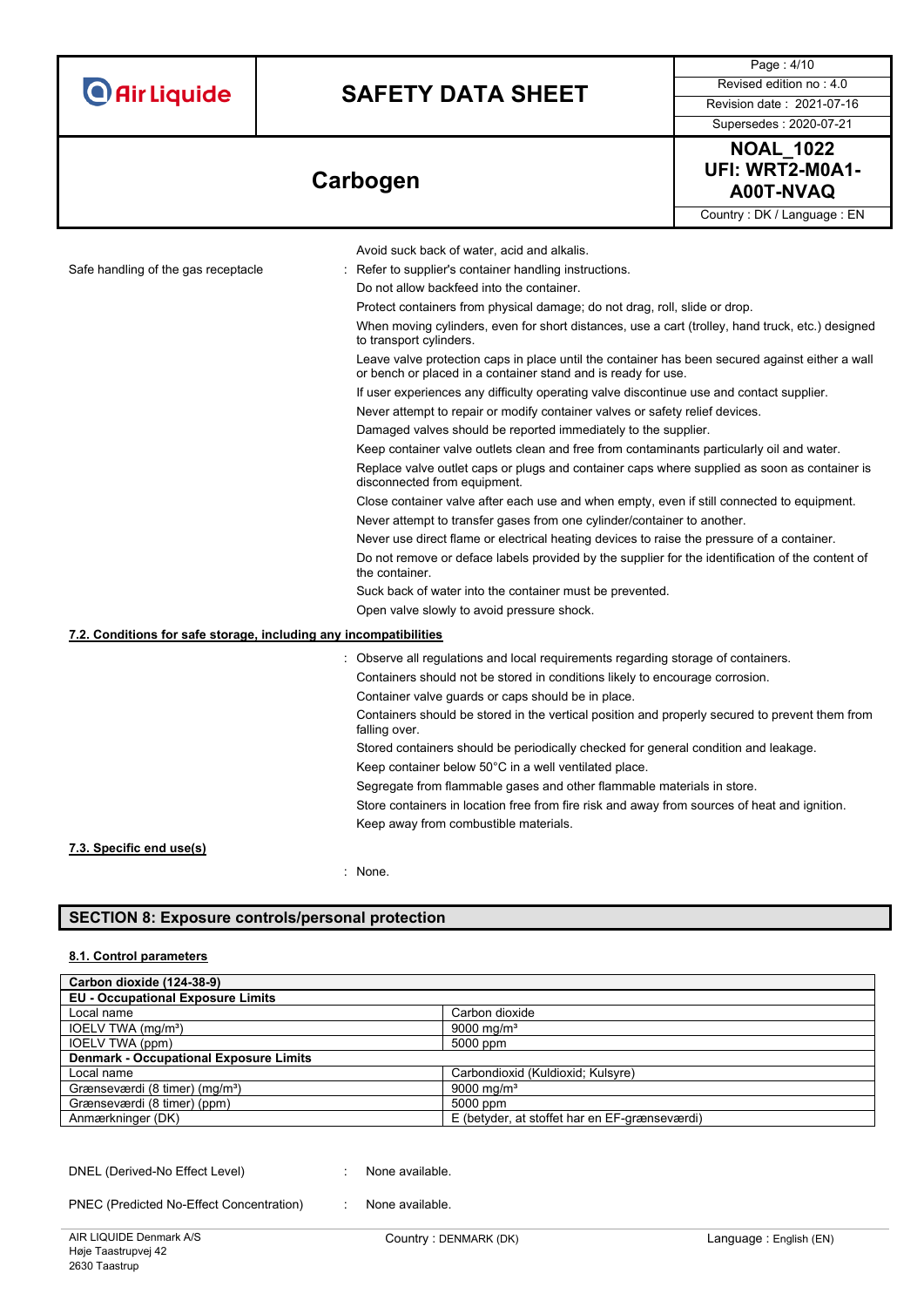Avoid suck back of water, acid and alkalis.

Safe handling of the gas receptacle : Refer to supplier's container handling instructions.

Do not allow backfeed into the container.

Protect containers from physical damage; do not drag, roll, slide or drop.

When moving cylinders, even for short distances, use a cart (trolley, hand truck, etc.) designed to transport cylinders.

Leave valve protection caps in place until the container has been secured against either a wall or bench or placed in a container stand and is ready for use.

If user experiences any difficulty operating valve discontinue use and contact supplier.

Never attempt to repair or modify container valves or safety relief devices.

Damaged valves should be reported immediately to the supplier.

Keep container valve outlets clean and free from contaminants particularly oil and water.

Replace valve outlet caps or plugs and container caps where supplied as soon as container is disconnected from equipment.

Close container valve after each use and when empty, even if still connected to equipment.

Never attempt to transfer gases from one cylinder/container to another.

Never use direct flame or electrical heating devices to raise the pressure of a container.

Do not remove or deface labels provided by the supplier for the identification of the content of the container.

Suck back of water into the container must be prevented.

Open valve slowly to avoid pressure shock.

### 7.2. Conditions for safe storage, including any incompatibilities

: Observe all regulations and local requirements regarding storage of containers.

Containers should not be stored in conditions likely to encourage corrosion.

Container valve guards or caps should be in place.

Containers should be stored in the vertical position and properly secured to prevent them from falling over.

Stored containers should be periodically checked for general condition and leakage.

Keep container below 50°C in a well ventilated place.

Segregate from flammable gases and other flammable materials in store.

Store containers in location free from fire risk and away from sources of heat and ignition.

Keep away from combustible materials.

### 7.3. Specific end use(s)

: None.

## SECTION 8: Exposure controls/personal protection

### 8.1. Control parameters

| **Carbon dioxide (124-38-9)** | |
|---|---|
| **EU - Occupational Exposure Limits** | |
| Local name | Carbon dioxide |
| IOELV TWA (mg/m³) | 9000 mg/m³ |
| IOELV TWA (ppm) | 5000 ppm |
| **Denmark - Occupational Exposure Limits** | |
| Local name | Carbondioxid (Kuldioxid; Kulsyre) |
| Grænseværdi (8 timer) (mg/m³) | 9000 mg/m³ |
| Grænseværdi (8 timer) (ppm) | 5000 ppm |
| Anmærkninger (DK) | E (betyder, at stoffet har en EF-grænseværdi) |

DNEL (Derived-No Effect Level) : None available.

PNEC (Predicted No-Effect Concentration) : None available.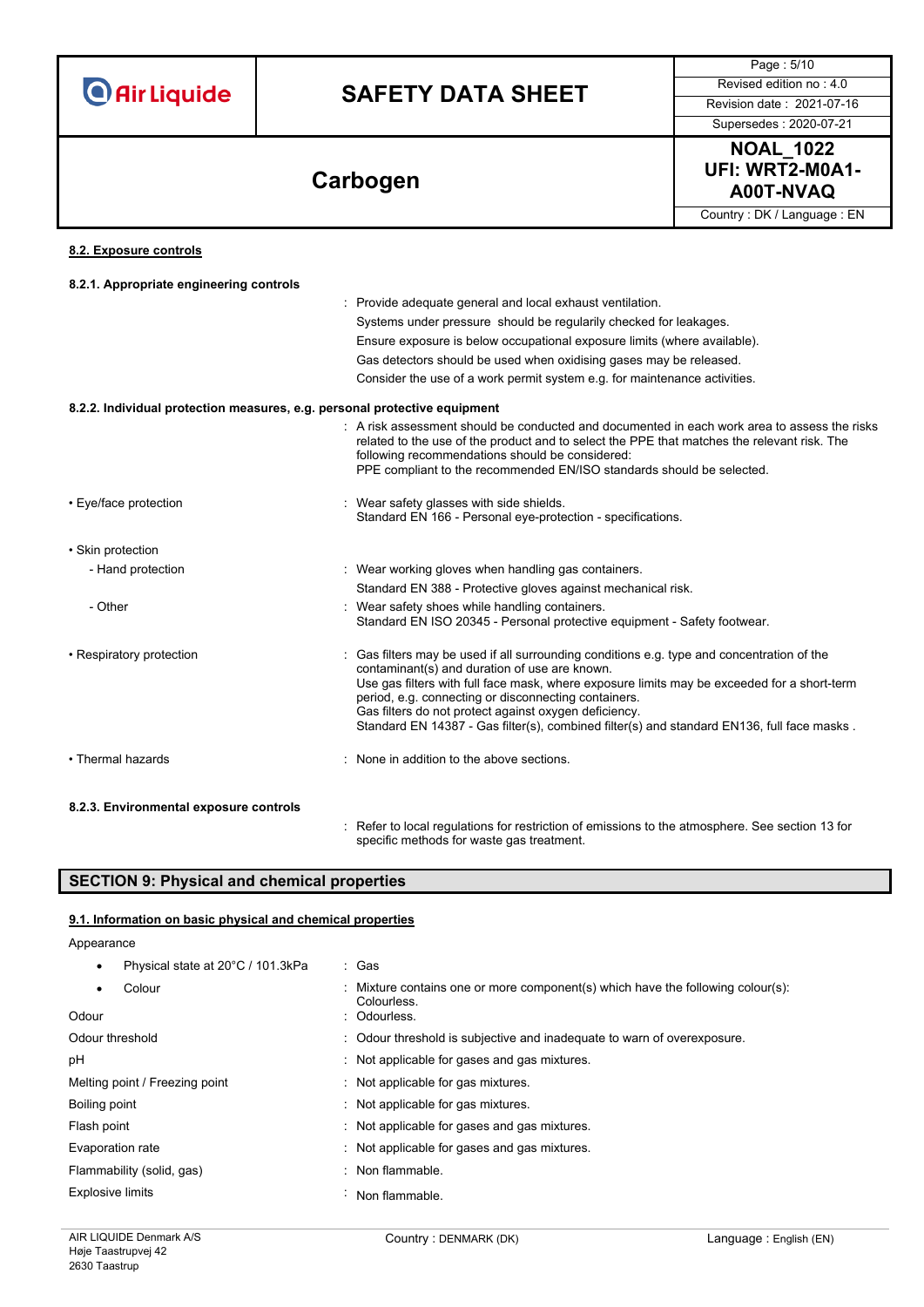### 8.2. Exposure controls

#### 8.2.1. Appropriate engineering controls

: Provide adequate general and local exhaust ventilation.
Systems under pressure should be regularly checked for leakages.
Ensure exposure is below occupational exposure limits (where available).
Gas detectors should be used when oxidising gases may be released.
Consider the use of a work permit system e.g. for maintenance activities.

#### 8.2.2. Individual protection measures, e.g. personal protective equipment

: A risk assessment should be conducted and documented in each work area to assess the risks related to the use of the product and to select the PPE that matches the relevant risk. The following recommendations should be considered:
PPE compliant to the recommended EN/ISO standards should be selected.

- Eye/face protection : Wear safety glasses with side shields.
  Standard EN 166 - Personal eye-protection - specifications.

- Skin protection
  - Hand protection : Wear working gloves when handling gas containers.
    Standard EN 388 - Protective gloves against mechanical risk.
  - Other : Wear safety shoes while handling containers.
    Standard EN ISO 20345 - Personal protective equipment - Safety footwear.

- Respiratory protection : Gas filters may be used if all surrounding conditions e.g. type and concentration of the contaminant(s) and duration of use are known.
  Use gas filters with full face mask, where exposure limits may be exceeded for a short-term period, e.g. connecting or disconnecting containers.
  Gas filters do not protect against oxygen deficiency.
  Standard EN 14387 - Gas filter(s), combined filter(s) and standard EN136, full face masks .

- Thermal hazards : None in addition to the above sections.

#### 8.2.3. Environmental exposure controls

: Refer to local regulations for restriction of emissions to the atmosphere. See section 13 for specific methods for waste gas treatment.

## SECTION 9: Physical and chemical properties

### 9.1. Information on basic physical and chemical properties

Appearance

- Physical state at 20°C / 101.3kPa : Gas
- Colour : Mixture contains one or more component(s) which have the following colour(s): Colourless.

Odour : Odourless.

Odour threshold : Odour threshold is subjective and inadequate to warn of overexposure.

pH : Not applicable for gases and gas mixtures.

Melting point / Freezing point : Not applicable for gas mixtures.

Boiling point : Not applicable for gas mixtures.

Flash point : Not applicable for gases and gas mixtures.

Evaporation rate : Not applicable for gases and gas mixtures.

Flammability (solid, gas) : Non flammable.

Explosive limits : Non flammable.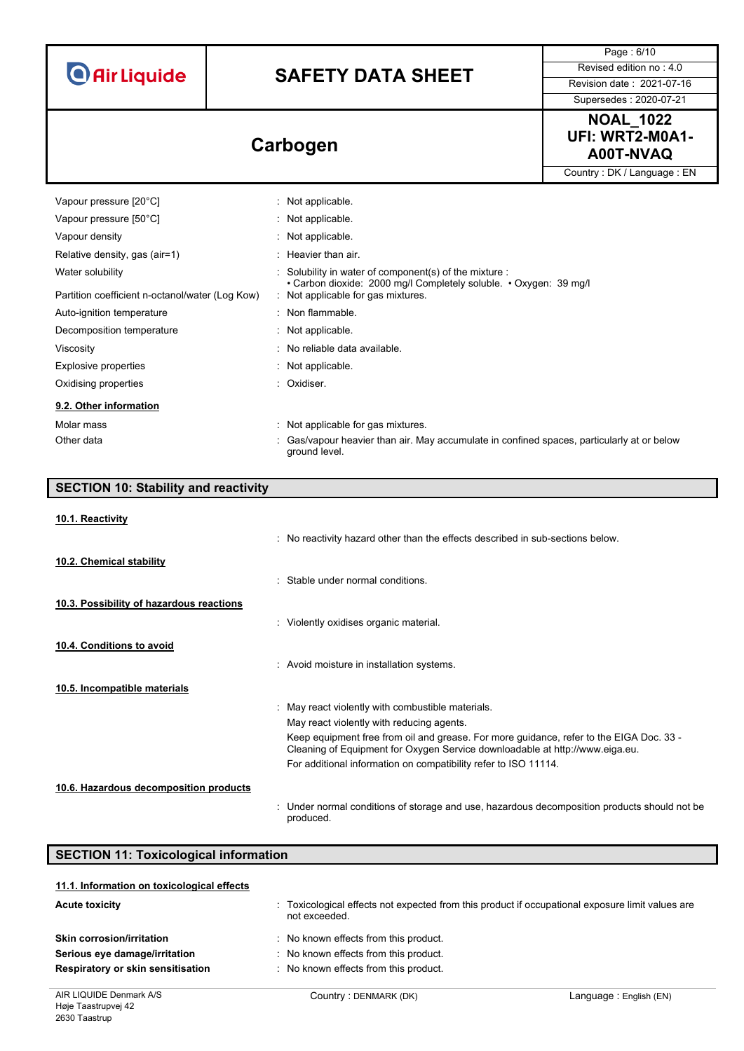| | |
|---|---|
| Vapour pressure [20°C] | : Not applicable. |
| Vapour pressure [50°C] | : Not applicable. |
| Vapour density | : Not applicable. |
| Relative density, gas (air=1) | : Heavier than air. |
| Water solubility | : Solubility in water of component(s) of the mixture : • Carbon dioxide: 2000 mg/l Completely soluble. • Oxygen: 39 mg/l |
| Partition coefficient n-octanol/water (Log Kow) | : Not applicable for gas mixtures. |
| Auto-ignition temperature | : Non flammable. |
| Decomposition temperature | : Not applicable. |
| Viscosity | : No reliable data available. |
| Explosive properties | : Not applicable. |
| Oxidising properties | : Oxidiser. |

### 9.2. Other information

| | |
|---|---|
| Molar mass | : Not applicable for gas mixtures. |
| Other data | : Gas/vapour heavier than air. May accumulate in confined spaces, particularly at or below ground level. |

## SECTION 10: Stability and reactivity

### 10.1. Reactivity

: No reactivity hazard other than the effects described in sub-sections below.

### 10.2. Chemical stability

: Stable under normal conditions.

### 10.3. Possibility of hazardous reactions

: Violently oxidises organic material.

### 10.4. Conditions to avoid

: Avoid moisture in installation systems.

### 10.5. Incompatible materials

: May react violently with combustible materials.

May react violently with reducing agents.

Keep equipment free from oil and grease. For more guidance, refer to the EIGA Doc. 33 - Cleaning of Equipment for Oxygen Service downloadable at http://www.eiga.eu.

For additional information on compatibility refer to ISO 11114.

### 10.6. Hazardous decomposition products

: Under normal conditions of storage and use, hazardous decomposition products should not be produced.

## SECTION 11: Toxicological information

### 11.1. Information on toxicological effects

| | |
|---|---|
| **Acute toxicity** | : Toxicological effects not expected from this product if occupational exposure limit values are not exceeded. |
| **Skin corrosion/irritation** | : No known effects from this product. |
| **Serious eye damage/irritation** | : No known effects from this product. |
| **Respiratory or skin sensitisation** | : No known effects from this product. |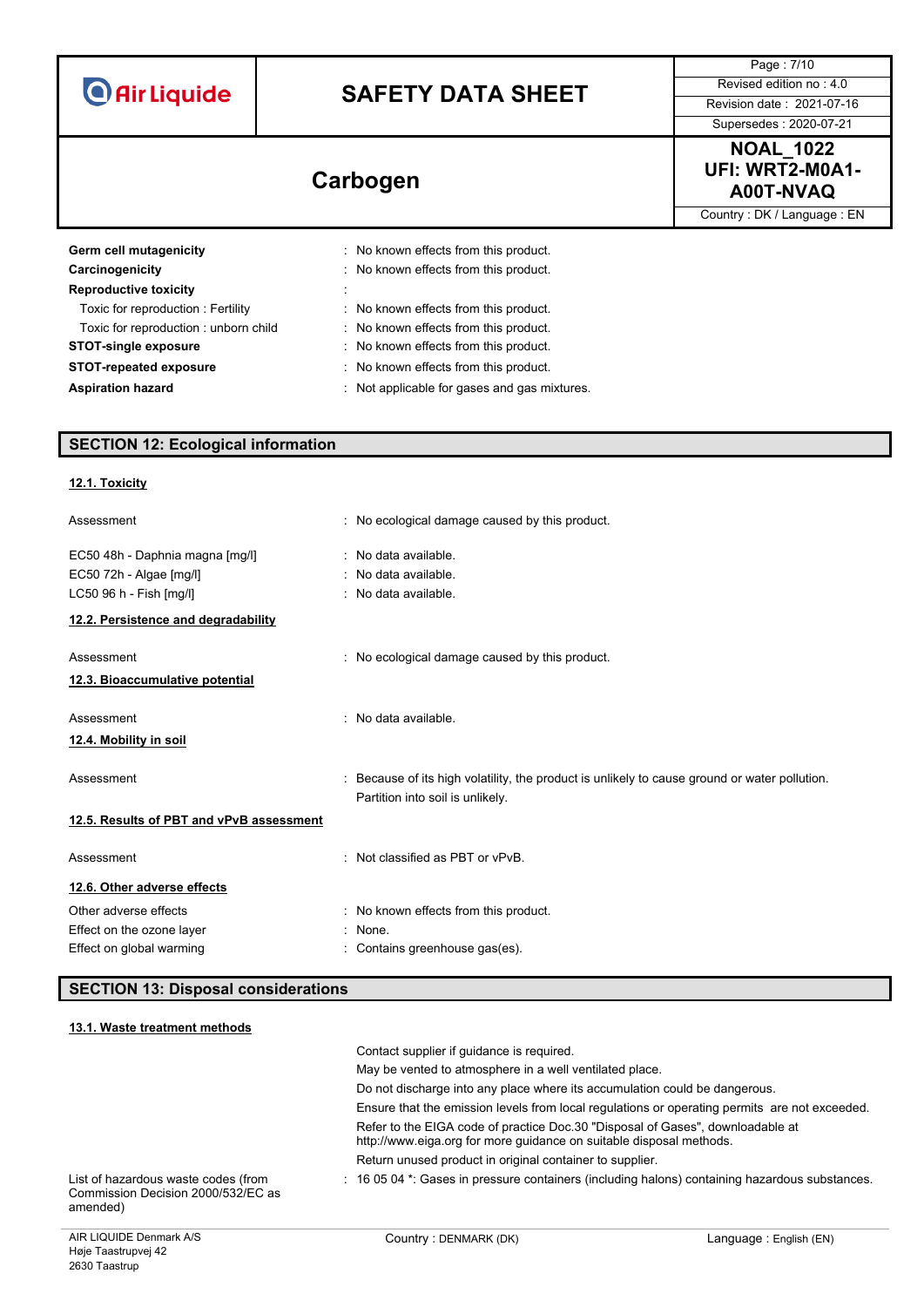| | |
|---|---|
| **Germ cell mutagenicity** | : No known effects from this product. |
| **Carcinogenicity** | : No known effects from this product. |
| **Reproductive toxicity** | : |
| Toxic for reproduction : Fertility | : No known effects from this product. |
| Toxic for reproduction : unborn child | : No known effects from this product. |
| **STOT-single exposure** | : No known effects from this product. |
| **STOT-repeated exposure** | : No known effects from this product. |
| **Aspiration hazard** | : Not applicable for gases and gas mixtures. |

## SECTION 12: Ecological information

### 12.1. Toxicity

| | |
|---|---|
| Assessment | : No ecological damage caused by this product. |
| EC50 48h - Daphnia magna [mg/l] | : No data available. |
| EC50 72h - Algae [mg/l] | : No data available. |
| LC50 96 h - Fish [mg/l] | : No data available. |

### 12.2. Persistence and degradability

| | |
|---|---|
| Assessment | : No ecological damage caused by this product. |

### 12.3. Bioaccumulative potential

| | |
|---|---|
| Assessment | : No data available. |

### 12.4. Mobility in soil

| | |
|---|---|
| Assessment | : Because of its high volatility, the product is unlikely to cause ground or water pollution. Partition into soil is unlikely. |

### 12.5. Results of PBT and vPvB assessment

| | |
|---|---|
| Assessment | : Not classified as PBT or vPvB. |

### 12.6. Other adverse effects

| | |
|---|---|
| Other adverse effects | : No known effects from this product. |
| Effect on the ozone layer | : None. |
| Effect on global warming | : Contains greenhouse gas(es). |

## SECTION 13: Disposal considerations

### 13.1. Waste treatment methods

Contact supplier if guidance is required.

May be vented to atmosphere in a well ventilated place.

Do not discharge into any place where its accumulation could be dangerous.

Ensure that the emission levels from local regulations or operating permits are not exceeded.

Refer to the EIGA code of practice Doc.30 "Disposal of Gases", downloadable at http://www.eiga.org for more guidance on suitable disposal methods.

Return unused product in original container to supplier.

| | |
|---|---|
| List of hazardous waste codes (from Commission Decision 2000/532/EC as amended) | : 16 05 04 *: Gases in pressure containers (including halons) containing hazardous substances. |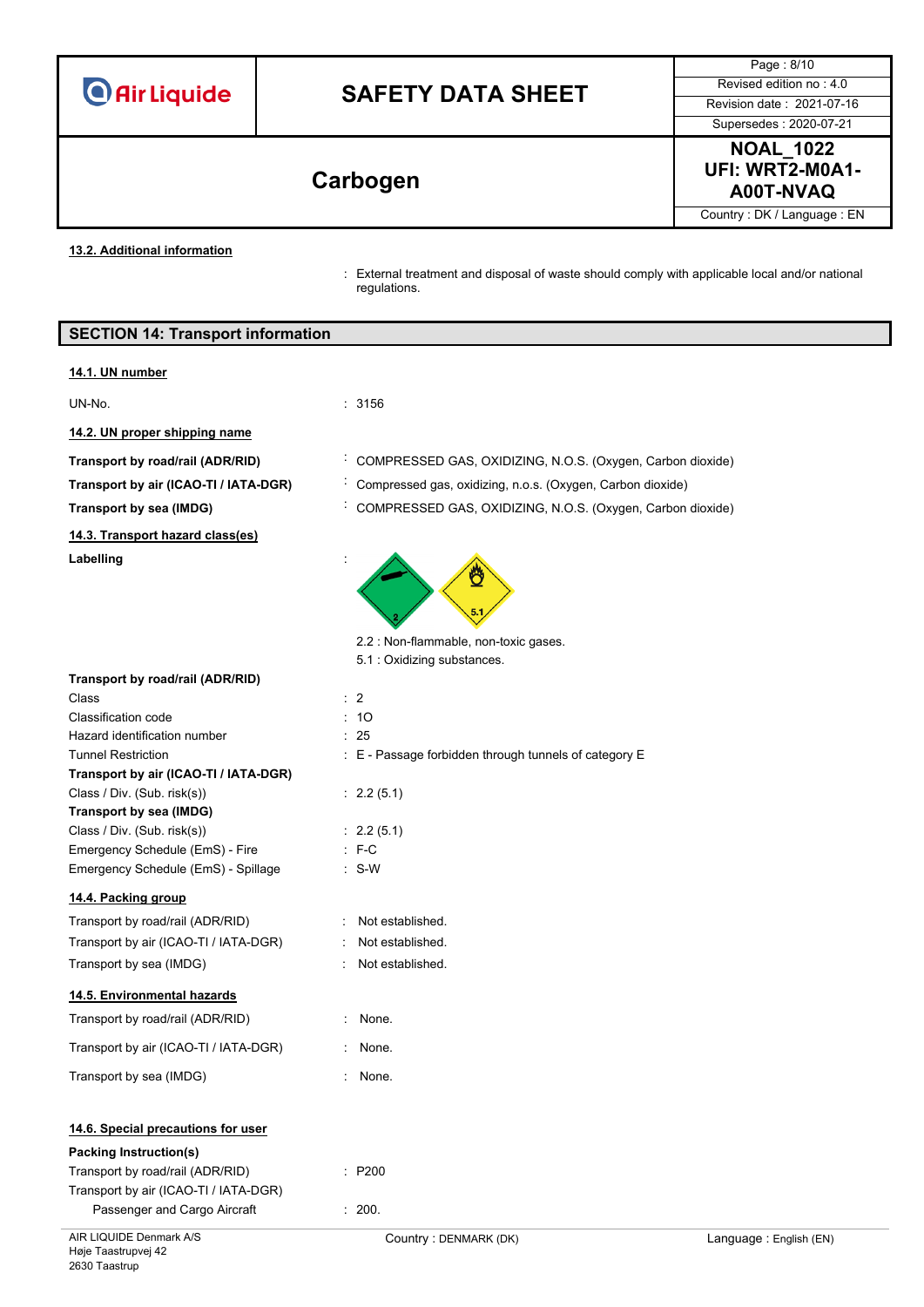#### 13.2. Additional information

: External treatment and disposal of waste should comply with applicable local and/or national regulations.

## SECTION 14: Transport information

#### 14.1. UN number

UN-No. : 3156

#### 14.2. UN proper shipping name

**Transport by road/rail (ADR/RID)** : COMPRESSED GAS, OXIDIZING, N.O.S. (Oxygen, Carbon dioxide)

**Transport by air (ICAO-TI / IATA-DGR)** : Compressed gas, oxidizing, n.o.s. (Oxygen, Carbon dioxide)

**Transport by sea (IMDG)** : COMPRESSED GAS, OXIDIZING, N.O.S. (Oxygen, Carbon dioxide)

#### 14.3. Transport hazard class(es)

**Labelling** :

2.2 : Non-flammable, non-toxic gases.
5.1 : Oxidizing substances.

**Transport by road/rail (ADR/RID)**

Class : 2
Classification code : 1O
Hazard identification number : 25
Tunnel Restriction : E - Passage forbidden through tunnels of category E

**Transport by air (ICAO-TI / IATA-DGR)**

Class / Div. (Sub. risk(s)) : 2.2 (5.1)

**Transport by sea (IMDG)**

Class / Div. (Sub. risk(s)) : 2.2 (5.1)
Emergency Schedule (EmS) - Fire : F-C
Emergency Schedule (EmS) - Spillage : S-W

#### 14.4. Packing group

Transport by road/rail (ADR/RID) : Not established.
Transport by air (ICAO-TI / IATA-DGR) : Not established.
Transport by sea (IMDG) : Not established.

#### 14.5. Environmental hazards

Transport by road/rail (ADR/RID) : None.

Transport by air (ICAO-TI / IATA-DGR) : None.

Transport by sea (IMDG) : None.

#### 14.6. Special precautions for user

**Packing Instruction(s)**

Transport by road/rail (ADR/RID) : P200
Transport by air (ICAO-TI / IATA-DGR)
Passenger and Cargo Aircraft : 200.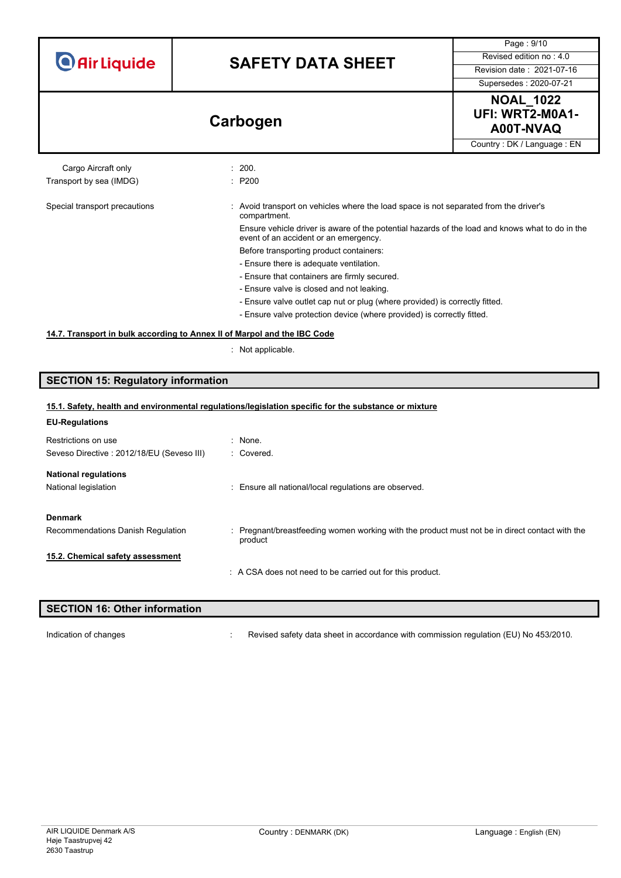| | |
|---|---|
| Cargo Aircraft only | : 200. |
| Transport by sea (IMDG) | : P200 |

Special transport precautions : Avoid transport on vehicles where the load space is not separated from the driver's compartment.

Ensure vehicle driver is aware of the potential hazards of the load and knows what to do in the event of an accident or an emergency.

Before transporting product containers:

- Ensure there is adequate ventilation.
- Ensure that containers are firmly secured.
- Ensure valve is closed and not leaking.
- Ensure valve outlet cap nut or plug (where provided) is correctly fitted.
- Ensure valve protection device (where provided) is correctly fitted.

### 14.7. Transport in bulk according to Annex II of Marpol and the IBC Code

: Not applicable.

## SECTION 15: Regulatory information

### 15.1. Safety, health and environmental regulations/legislation specific for the substance or mixture

**EU-Regulations**

| | |
|---|---|
| Restrictions on use | : None. |
| Seveso Directive : 2012/18/EU (Seveso III) | : Covered. |

**National regulations**

National legislation : Ensure all national/local regulations are observed.

**Denmark**

Recommendations Danish Regulation : Pregnant/breastfeeding women working with the product must not be in direct contact with the product

### 15.2. Chemical safety assessment

: A CSA does not need to be carried out for this product.

## SECTION 16: Other information

Indication of changes : Revised safety data sheet in accordance with commission regulation (EU) No 453/2010.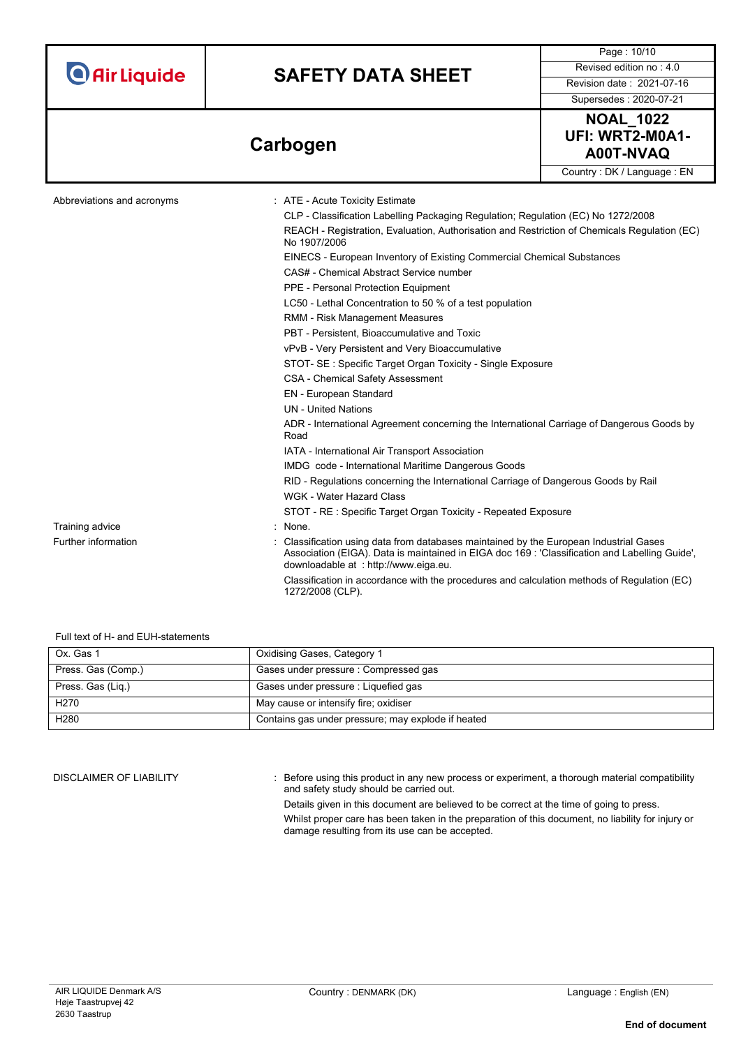Abbreviations and acronyms : ATE - Acute Toxicity Estimate

CLP - Classification Labelling Packaging Regulation; Regulation (EC) No 1272/2008

REACH - Registration, Evaluation, Authorisation and Restriction of Chemicals Regulation (EC) No 1907/2006

EINECS - European Inventory of Existing Commercial Chemical Substances

CAS# - Chemical Abstract Service number

PPE - Personal Protection Equipment

LC50 - Lethal Concentration to 50 % of a test population

RMM - Risk Management Measures

PBT - Persistent, Bioaccumulative and Toxic

vPvB - Very Persistent and Very Bioaccumulative

STOT- SE : Specific Target Organ Toxicity - Single Exposure

CSA - Chemical Safety Assessment

EN - European Standard

UN - United Nations

ADR - International Agreement concerning the International Carriage of Dangerous Goods by Road

IATA - International Air Transport Association

IMDG code - International Maritime Dangerous Goods

RID - Regulations concerning the International Carriage of Dangerous Goods by Rail

WGK - Water Hazard Class

STOT - RE : Specific Target Organ Toxicity - Repeated Exposure

Training advice : None.

Further information : Classification using data from databases maintained by the European Industrial Gases Association (EIGA). Data is maintained in EIGA doc 169 : 'Classification and Labelling Guide', downloadable at : http://www.eiga.eu.

Classification in accordance with the procedures and calculation methods of Regulation (EC) 1272/2008 (CLP).

Full text of H- and EUH-statements

| | |
|---|---|
| Ox. Gas 1 | Oxidising Gases, Category 1 |
| Press. Gas (Comp.) | Gases under pressure : Compressed gas |
| Press. Gas (Liq.) | Gases under pressure : Liquefied gas |
| H270 | May cause or intensify fire; oxidiser |
| H280 | Contains gas under pressure; may explode if heated |

DISCLAIMER OF LIABILITY : Before using this product in any new process or experiment, a thorough material compatibility and safety study should be carried out.

Details given in this document are believed to be correct at the time of going to press.

Whilst proper care has been taken in the preparation of this document, no liability for injury or damage resulting from its use can be accepted.

**End of document**